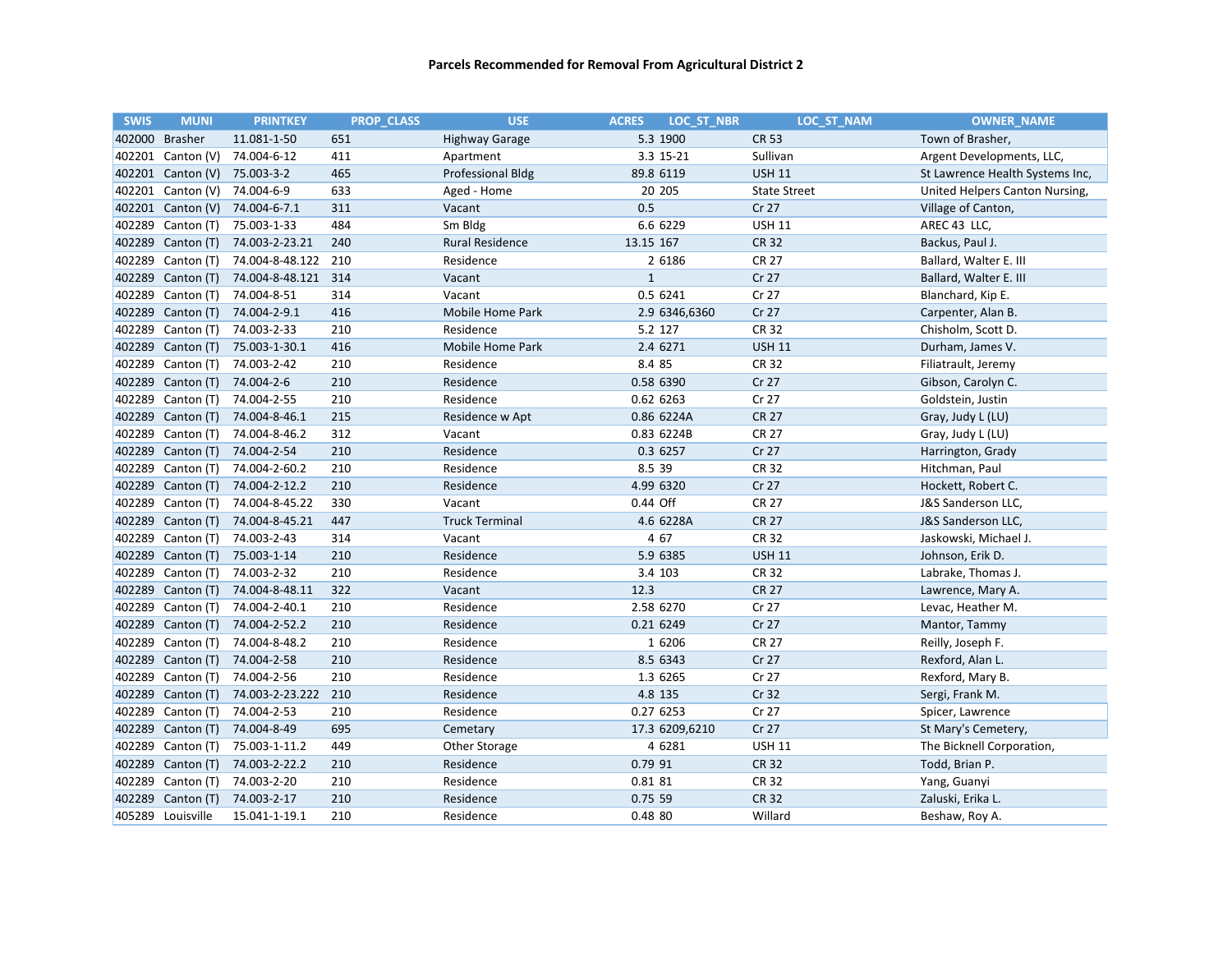# Parcels Recommended for Removal From Agricultural District 2

| SWIS | MUNI | PRINTKEY | PROP_CLASS | USE | ACRES | LOC_ST_NBR | LOC_ST_NAM | OWNER_NAME |
|---|---|---|---|---|---|---|---|---|
| 402000 | Brasher | 11.081-1-50 | 651 | Highway Garage | 5.3 | 1900 | CR 53 | Town of Brasher, |
| 402201 | Canton (V) | 74.004-6-12 | 411 | Apartment | 3.3 | 15-21 | Sullivan | Argent Developments, LLC, |
| 402201 | Canton (V) | 75.003-3-2 | 465 | Professional Bldg | 89.8 | 6119 | USH 11 | St Lawrence Health Systems Inc, |
| 402201 | Canton (V) | 74.004-6-9 | 633 | Aged - Home | 20 | 205 | State Street | United Helpers Canton Nursing, |
| 402201 | Canton (V) | 74.004-6-7.1 | 311 | Vacant | 0.5 | | Cr 27 | Village of Canton, |
| 402289 | Canton (T) | 75.003-1-33 | 484 | Sm Bldg | 6.6 | 6229 | USH 11 | AREC 43 LLC, |
| 402289 | Canton (T) | 74.003-2-23.21 | 240 | Rural Residence | 13.15 | 167 | CR 32 | Backus, Paul J. |
| 402289 | Canton (T) | 74.004-8-48.122 | 210 | Residence | 2 | 6186 | CR 27 | Ballard, Walter E. III |
| 402289 | Canton (T) | 74.004-8-48.121 | 314 | Vacant | 1 | | Cr 27 | Ballard, Walter E. III |
| 402289 | Canton (T) | 74.004-8-51 | 314 | Vacant | 0.5 | 6241 | Cr 27 | Blanchard, Kip E. |
| 402289 | Canton (T) | 74.004-2-9.1 | 416 | Mobile Home Park | 2.9 | 6346,6360 | Cr 27 | Carpenter, Alan B. |
| 402289 | Canton (T) | 74.003-2-33 | 210 | Residence | 5.2 | 127 | CR 32 | Chisholm, Scott D. |
| 402289 | Canton (T) | 75.003-1-30.1 | 416 | Mobile Home Park | 2.4 | 6271 | USH 11 | Durham, James V. |
| 402289 | Canton (T) | 74.003-2-42 | 210 | Residence | 8.4 | 85 | CR 32 | Filiatrault, Jeremy |
| 402289 | Canton (T) | 74.004-2-6 | 210 | Residence | 0.58 | 6390 | Cr 27 | Gibson, Carolyn C. |
| 402289 | Canton (T) | 74.004-2-55 | 210 | Residence | 0.62 | 6263 | Cr 27 | Goldstein, Justin |
| 402289 | Canton (T) | 74.004-8-46.1 | 215 | Residence w Apt | 0.86 | 6224A | CR 27 | Gray, Judy L (LU) |
| 402289 | Canton (T) | 74.004-8-46.2 | 312 | Vacant | 0.83 | 6224B | CR 27 | Gray, Judy L (LU) |
| 402289 | Canton (T) | 74.004-2-54 | 210 | Residence | 0.3 | 6257 | Cr 27 | Harrington, Grady |
| 402289 | Canton (T) | 74.004-2-60.2 | 210 | Residence | 8.5 | 39 | CR 32 | Hitchman, Paul |
| 402289 | Canton (T) | 74.004-2-12.2 | 210 | Residence | 4.99 | 6320 | Cr 27 | Hockett, Robert C. |
| 402289 | Canton (T) | 74.004-8-45.22 | 330 | Vacant | 0.44 | Off | CR 27 | J&S Sanderson LLC, |
| 402289 | Canton (T) | 74.004-8-45.21 | 447 | Truck Terminal | 4.6 | 6228A | CR 27 | J&S Sanderson LLC, |
| 402289 | Canton (T) | 74.003-2-43 | 314 | Vacant | 4 | 67 | CR 32 | Jaskowski, Michael J. |
| 402289 | Canton (T) | 75.003-1-14 | 210 | Residence | 5.9 | 6385 | USH 11 | Johnson, Erik D. |
| 402289 | Canton (T) | 74.003-2-32 | 210 | Residence | 3.4 | 103 | CR 32 | Labrake, Thomas J. |
| 402289 | Canton (T) | 74.004-8-48.11 | 322 | Vacant | 12.3 | | CR 27 | Lawrence, Mary A. |
| 402289 | Canton (T) | 74.004-2-40.1 | 210 | Residence | 2.58 | 6270 | Cr 27 | Levac, Heather M. |
| 402289 | Canton (T) | 74.004-2-52.2 | 210 | Residence | 0.21 | 6249 | Cr 27 | Mantor, Tammy |
| 402289 | Canton (T) | 74.004-8-48.2 | 210 | Residence | 1 | 6206 | CR 27 | Reilly, Joseph F. |
| 402289 | Canton (T) | 74.004-2-58 | 210 | Residence | 8.5 | 6343 | Cr 27 | Rexford, Alan L. |
| 402289 | Canton (T) | 74.004-2-56 | 210 | Residence | 1.3 | 6265 | Cr 27 | Rexford, Mary B. |
| 402289 | Canton (T) | 74.003-2-23.222 | 210 | Residence | 4.8 | 135 | Cr 32 | Sergi, Frank M. |
| 402289 | Canton (T) | 74.004-2-53 | 210 | Residence | 0.27 | 6253 | Cr 27 | Spicer, Lawrence |
| 402289 | Canton (T) | 74.004-8-49 | 695 | Cemetary | 17.3 | 6209,6210 | Cr 27 | St Mary's Cemetery, |
| 402289 | Canton (T) | 75.003-1-11.2 | 449 | Other Storage | 4 | 6281 | USH 11 | The Bicknell Corporation, |
| 402289 | Canton (T) | 74.003-2-22.2 | 210 | Residence | 0.79 | 91 | CR 32 | Todd, Brian P. |
| 402289 | Canton (T) | 74.003-2-20 | 210 | Residence | 0.81 | 81 | CR 32 | Yang, Guanyi |
| 402289 | Canton (T) | 74.003-2-17 | 210 | Residence | 0.75 | 59 | CR 32 | Zaluski, Erika L. |
| 405289 | Louisville | 15.041-1-19.1 | 210 | Residence | 0.48 | 80 | Willard | Beshaw, Roy A. |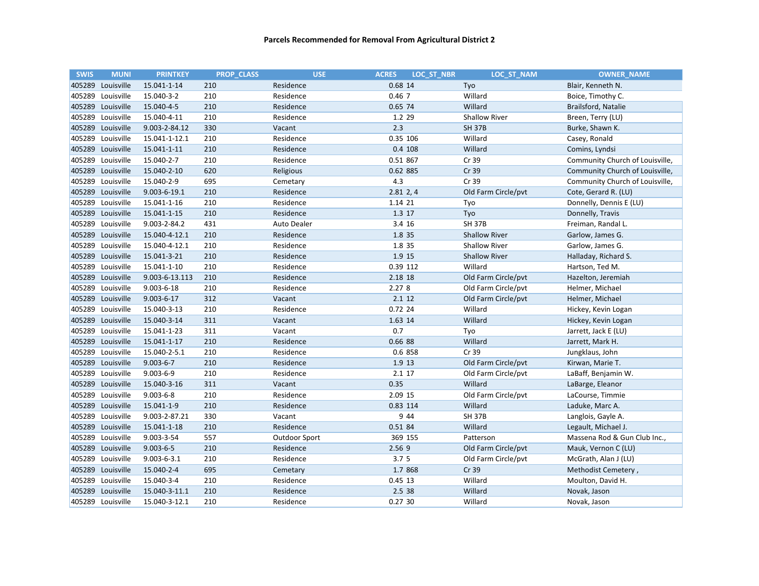# Parcels Recommended for Removal From Agricultural District 2

| SWIS | MUNI | PRINTKEY | PROP_CLASS | USE | ACRES | LOC_ST_NBR | LOC_ST_NAM | OWNER_NAME |
|---|---|---|---|---|---|---|---|---|
| 405289 | Louisville | 15.041-1-14 | 210 | Residence | 0.68 | 14 | Tyo | Blair, Kenneth N. |
| 405289 | Louisville | 15.040-3-2 | 210 | Residence | 0.46 | 7 | Willard | Boice, Timothy C. |
| 405289 | Louisville | 15.040-4-5 | 210 | Residence | 0.65 | 74 | Willard | Brailsford, Natalie |
| 405289 | Louisville | 15.040-4-11 | 210 | Residence | 1.2 | 29 | Shallow River | Breen, Terry (LU) |
| 405289 | Louisville | 9.003-2-84.12 | 330 | Vacant | 2.3 | | SH 37B | Burke, Shawn K. |
| 405289 | Louisville | 15.041-1-12.1 | 210 | Residence | 0.35 | 106 | Willard | Casey, Ronald |
| 405289 | Louisville | 15.041-1-11 | 210 | Residence | 0.4 | 108 | Willard | Comins, Lyndsi |
| 405289 | Louisville | 15.040-2-7 | 210 | Residence | 0.51 | 867 | Cr 39 | Community Church of Louisville, |
| 405289 | Louisville | 15.040-2-10 | 620 | Religious | 0.62 | 885 | Cr 39 | Community Church of Louisville, |
| 405289 | Louisville | 15.040-2-9 | 695 | Cemetary | 4.3 | | Cr 39 | Community Church of Louisville, |
| 405289 | Louisville | 9.003-6-19.1 | 210 | Residence | 2.81 | 2, 4 | Old Farm Circle/pvt | Cote, Gerard R. (LU) |
| 405289 | Louisville | 15.041-1-16 | 210 | Residence | 1.14 | 21 | Tyo | Donnelly, Dennis E (LU) |
| 405289 | Louisville | 15.041-1-15 | 210 | Residence | 1.3 | 17 | Tyo | Donnelly, Travis |
| 405289 | Louisville | 9.003-2-84.2 | 431 | Auto Dealer | 3.4 | 16 | SH 37B | Freiman, Randal L. |
| 405289 | Louisville | 15.040-4-12.1 | 210 | Residence | 1.8 | 35 | Shallow River | Garlow, James G. |
| 405289 | Louisville | 15.040-4-12.1 | 210 | Residence | 1.8 | 35 | Shallow River | Garlow, James G. |
| 405289 | Louisville | 15.041-3-21 | 210 | Residence | 1.9 | 15 | Shallow River | Halladay, Richard S. |
| 405289 | Louisville | 15.041-1-10 | 210 | Residence | 0.39 | 112 | Willard | Hartson, Ted M. |
| 405289 | Louisville | 9.003-6-13.113 | 210 | Residence | 2.18 | 18 | Old Farm Circle/pvt | Hazelton, Jeremiah |
| 405289 | Louisville | 9.003-6-18 | 210 | Residence | 2.27 | 8 | Old Farm Circle/pvt | Helmer, Michael |
| 405289 | Louisville | 9.003-6-17 | 312 | Vacant | 2.1 | 12 | Old Farm Circle/pvt | Helmer, Michael |
| 405289 | Louisville | 15.040-3-13 | 210 | Residence | 0.72 | 24 | Willard | Hickey, Kevin Logan |
| 405289 | Louisville | 15.040-3-14 | 311 | Vacant | 1.63 | 14 | Willard | Hickey, Kevin Logan |
| 405289 | Louisville | 15.041-1-23 | 311 | Vacant | 0.7 | | Tyo | Jarrett, Jack E (LU) |
| 405289 | Louisville | 15.041-1-17 | 210 | Residence | 0.66 | 88 | Willard | Jarrett, Mark H. |
| 405289 | Louisville | 15.040-2-5.1 | 210 | Residence | 0.6 | 858 | Cr 39 | Jungklaus, John |
| 405289 | Louisville | 9.003-6-7 | 210 | Residence | 1.9 | 13 | Old Farm Circle/pvt | Kirwan, Marie T. |
| 405289 | Louisville | 9.003-6-9 | 210 | Residence | 2.1 | 17 | Old Farm Circle/pvt | LaBaff, Benjamin W. |
| 405289 | Louisville | 15.040-3-16 | 311 | Vacant | 0.35 | | Willard | LaBarge, Eleanor |
| 405289 | Louisville | 9.003-6-8 | 210 | Residence | 2.09 | 15 | Old Farm Circle/pvt | LaCourse, Timmie |
| 405289 | Louisville | 15.041-1-9 | 210 | Residence | 0.83 | 114 | Willard | Laduke, Marc A. |
| 405289 | Louisville | 9.003-2-87.21 | 330 | Vacant | 9 | 44 | SH 37B | Langlois, Gayle A. |
| 405289 | Louisville | 15.041-1-18 | 210 | Residence | 0.51 | 84 | Willard | Legault, Michael J. |
| 405289 | Louisville | 9.003-3-54 | 557 | Outdoor Sport | 369 | 155 | Patterson | Massena Rod & Gun Club Inc., |
| 405289 | Louisville | 9.003-6-5 | 210 | Residence | 2.56 | 9 | Old Farm Circle/pvt | Mauk, Vernon C (LU) |
| 405289 | Louisville | 9.003-6-3.1 | 210 | Residence | 3.7 | 5 | Old Farm Circle/pvt | McGrath, Alan J (LU) |
| 405289 | Louisville | 15.040-2-4 | 695 | Cemetary | 1.7 | 868 | Cr 39 | Methodist Cemetery , |
| 405289 | Louisville | 15.040-3-4 | 210 | Residence | 0.45 | 13 | Willard | Moulton, David H. |
| 405289 | Louisville | 15.040-3-11.1 | 210 | Residence | 2.5 | 38 | Willard | Novak, Jason |
| 405289 | Louisville | 15.040-3-12.1 | 210 | Residence | 0.27 | 30 | Willard | Novak, Jason |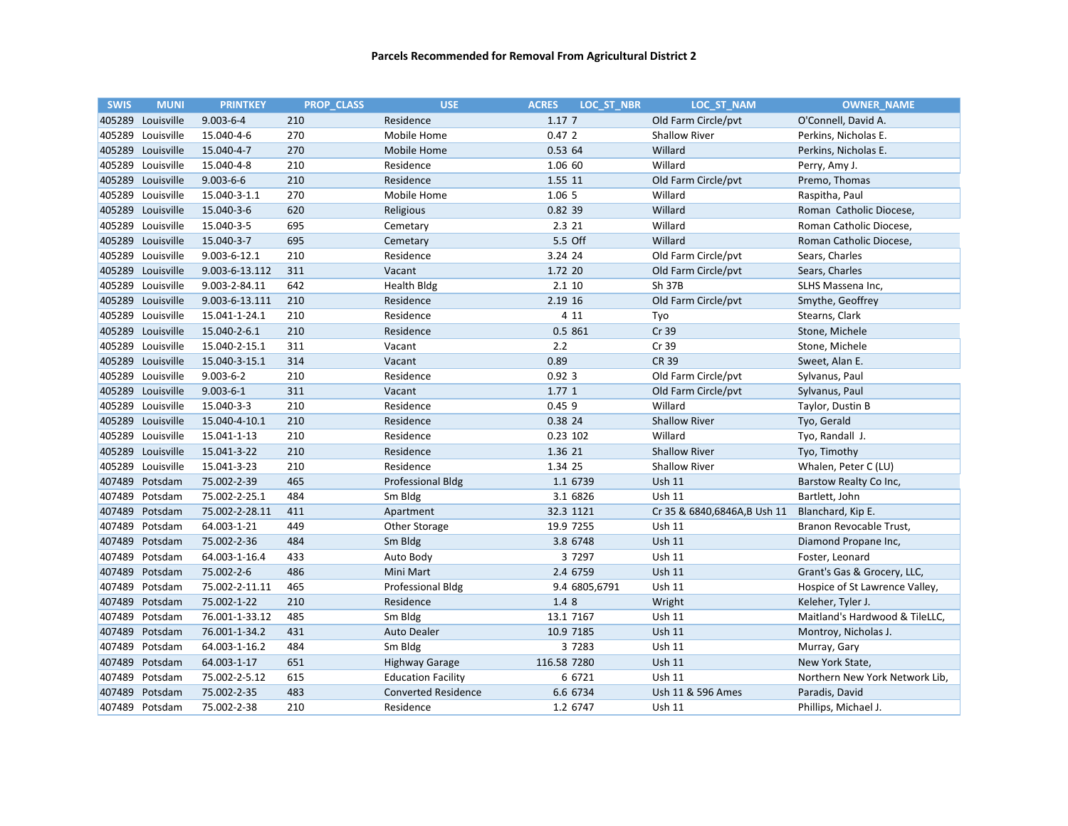# Parcels Recommended for Removal From Agricultural District 2

| SWIS | MUNI | PRINTKEY | PROP_CLASS | USE | ACRES | LOC_ST_NBR | LOC_ST_NAM | OWNER_NAME |
|---|---|---|---|---|---|---|---|---|
| 405289 | Louisville | 9.003-6-4 | 210 | Residence | 1.17 | 7 | Old Farm Circle/pvt | O'Connell, David A. |
| 405289 | Louisville | 15.040-4-6 | 270 | Mobile Home | 0.47 | 2 | Shallow River | Perkins, Nicholas E. |
| 405289 | Louisville | 15.040-4-7 | 270 | Mobile Home | 0.53 | 64 | Willard | Perkins, Nicholas E. |
| 405289 | Louisville | 15.040-4-8 | 210 | Residence | 1.06 | 60 | Willard | Perry, Amy J. |
| 405289 | Louisville | 9.003-6-6 | 210 | Residence | 1.55 | 11 | Old Farm Circle/pvt | Premo, Thomas |
| 405289 | Louisville | 15.040-3-1.1 | 270 | Mobile Home | 1.06 | 5 | Willard | Raspitha, Paul |
| 405289 | Louisville | 15.040-3-6 | 620 | Religious | 0.82 | 39 | Willard | Roman Catholic Diocese, |
| 405289 | Louisville | 15.040-3-5 | 695 | Cemetary | 2.3 | 21 | Willard | Roman Catholic Diocese, |
| 405289 | Louisville | 15.040-3-7 | 695 | Cemetary | 5.5 | Off | Willard | Roman Catholic Diocese, |
| 405289 | Louisville | 9.003-6-12.1 | 210 | Residence | 3.24 | 24 | Old Farm Circle/pvt | Sears, Charles |
| 405289 | Louisville | 9.003-6-13.112 | 311 | Vacant | 1.72 | 20 | Old Farm Circle/pvt | Sears, Charles |
| 405289 | Louisville | 9.003-2-84.11 | 642 | Health Bldg | 2.1 | 10 | Sh 37B | SLHS Massena Inc, |
| 405289 | Louisville | 9.003-6-13.111 | 210 | Residence | 2.19 | 16 | Old Farm Circle/pvt | Smythe, Geoffrey |
| 405289 | Louisville | 15.041-1-24.1 | 210 | Residence | 4 | 11 | Tyo | Stearns, Clark |
| 405289 | Louisville | 15.040-2-6.1 | 210 | Residence | 0.5 | 861 | Cr 39 | Stone, Michele |
| 405289 | Louisville | 15.040-2-15.1 | 311 | Vacant | 2.2 | | Cr 39 | Stone, Michele |
| 405289 | Louisville | 15.040-3-15.1 | 314 | Vacant | 0.89 | | CR 39 | Sweet, Alan E. |
| 405289 | Louisville | 9.003-6-2 | 210 | Residence | 0.92 | 3 | Old Farm Circle/pvt | Sylvanus, Paul |
| 405289 | Louisville | 9.003-6-1 | 311 | Vacant | 1.77 | 1 | Old Farm Circle/pvt | Sylvanus, Paul |
| 405289 | Louisville | 15.040-3-3 | 210 | Residence | 0.45 | 9 | Willard | Taylor, Dustin B |
| 405289 | Louisville | 15.040-4-10.1 | 210 | Residence | 0.38 | 24 | Shallow River | Tyo, Gerald |
| 405289 | Louisville | 15.041-1-13 | 210 | Residence | 0.23 | 102 | Willard | Tyo, Randall J. |
| 405289 | Louisville | 15.041-3-22 | 210 | Residence | 1.36 | 21 | Shallow River | Tyo, Timothy |
| 405289 | Louisville | 15.041-3-23 | 210 | Residence | 1.34 | 25 | Shallow River | Whalen, Peter C (LU) |
| 407489 | Potsdam | 75.002-2-39 | 465 | Professional Bldg | 1.1 | 6739 | Ush 11 | Barstow Realty Co Inc, |
| 407489 | Potsdam | 75.002-2-25.1 | 484 | Sm Bldg | 3.1 | 6826 | Ush 11 | Bartlett, John |
| 407489 | Potsdam | 75.002-2-28.11 | 411 | Apartment | 32.3 | 1121 | Cr 35 & 6840,6846A,B Ush 11 | Blanchard, Kip E. |
| 407489 | Potsdam | 64.003-1-21 | 449 | Other Storage | 19.9 | 7255 | Ush 11 | Branon Revocable Trust, |
| 407489 | Potsdam | 75.002-2-36 | 484 | Sm Bldg | 3.8 | 6748 | Ush 11 | Diamond Propane Inc, |
| 407489 | Potsdam | 64.003-1-16.4 | 433 | Auto Body | 3 | 7297 | Ush 11 | Foster, Leonard |
| 407489 | Potsdam | 75.002-2-6 | 486 | Mini Mart | 2.4 | 6759 | Ush 11 | Grant's Gas & Grocery, LLC, |
| 407489 | Potsdam | 75.002-2-11.11 | 465 | Professional Bldg | 9.4 | 6805,6791 | Ush 11 | Hospice of St Lawrence Valley, |
| 407489 | Potsdam | 75.002-1-22 | 210 | Residence | 1.4 | 8 | Wright | Keleher, Tyler J. |
| 407489 | Potsdam | 76.001-1-33.12 | 485 | Sm Bldg | 13.1 | 7167 | Ush 11 | Maitland's Hardwood & TileLLC, |
| 407489 | Potsdam | 76.001-1-34.2 | 431 | Auto Dealer | 10.9 | 7185 | Ush 11 | Montroy, Nicholas J. |
| 407489 | Potsdam | 64.003-1-16.2 | 484 | Sm Bldg | 3 | 7283 | Ush 11 | Murray, Gary |
| 407489 | Potsdam | 64.003-1-17 | 651 | Highway Garage | 116.58 | 7280 | Ush 11 | New York State, |
| 407489 | Potsdam | 75.002-2-5.12 | 615 | Education Facility | 6 | 6721 | Ush 11 | Northern New York Network Lib, |
| 407489 | Potsdam | 75.002-2-35 | 483 | Converted Residence | 6.6 | 6734 | Ush 11 & 596 Ames | Paradis, David |
| 407489 | Potsdam | 75.002-2-38 | 210 | Residence | 1.2 | 6747 | Ush 11 | Phillips, Michael J. |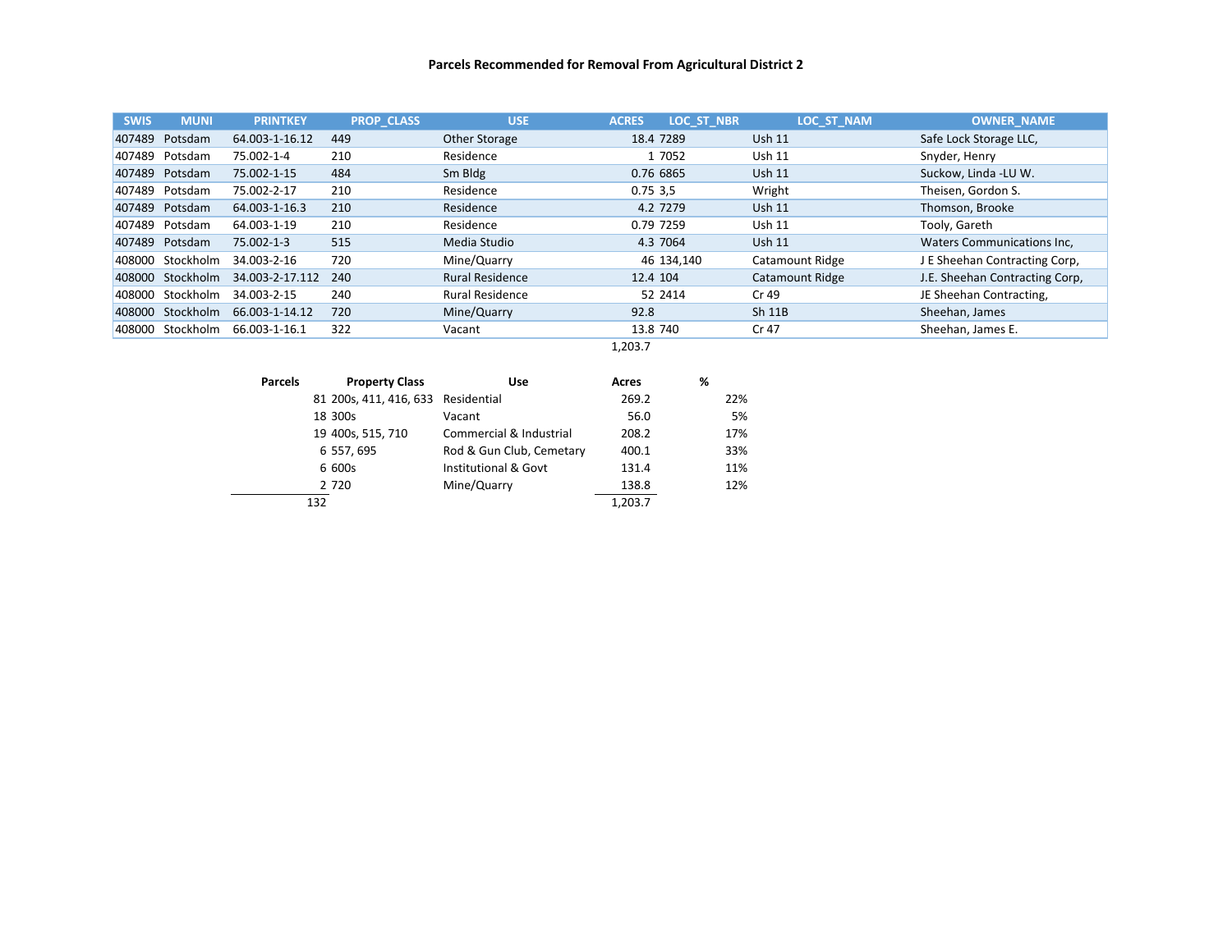**Parcels Recommended for Removal From Agricultural District 2**

| SWIS | MUNI | PRINTKEY | PROP_CLASS | USE | ACRES | LOC_ST_NBR | LOC_ST_NAM | OWNER_NAME |
|---|---|---|---|---|---|---|---|---|
| 407489 | Potsdam | 64.003-1-16.12 | 449 | Other Storage | 18.4 | 7289 | Ush 11 | Safe Lock Storage LLC, |
| 407489 | Potsdam | 75.002-1-4 | 210 | Residence | 1 | 7052 | Ush 11 | Snyder, Henry |
| 407489 | Potsdam | 75.002-1-15 | 484 | Sm Bldg | 0.76 | 6865 | Ush 11 | Suckow, Linda -LU W. |
| 407489 | Potsdam | 75.002-2-17 | 210 | Residence | 0.75 | 3,5 | Wright | Theisen, Gordon S. |
| 407489 | Potsdam | 64.003-1-16.3 | 210 | Residence | 4.2 | 7279 | Ush 11 | Thomson, Brooke |
| 407489 | Potsdam | 64.003-1-19 | 210 | Residence | 0.79 | 7259 | Ush 11 | Tooly, Gareth |
| 407489 | Potsdam | 75.002-1-3 | 515 | Media Studio | 4.3 | 7064 | Ush 11 | Waters Communications Inc, |
| 408000 | Stockholm | 34.003-2-16 | 720 | Mine/Quarry | 46 | 134,140 | Catamount Ridge | J E Sheehan Contracting Corp, |
| 408000 | Stockholm | 34.003-2-17.112 | 240 | Rural Residence | 12.4 | 104 | Catamount Ridge | J.E. Sheehan Contracting Corp, |
| 408000 | Stockholm | 34.003-2-15 | 240 | Rural Residence | 52 | 2414 | Cr 49 | JE Sheehan Contracting, |
| 408000 | Stockholm | 66.003-1-14.12 | 720 | Mine/Quarry | 92.8 | | Sh 11B | Sheehan, James |
| 408000 | Stockholm | 66.003-1-16.1 | 322 | Vacant | 13.8 | 740 | Cr 47 | Sheehan, James E. |
| | | | | | 1,203.7 | | | |

| Parcels | Property Class | Use | Acres | % |
|---|---|---|---|---|
| 81 | 200s, 411, 416, 633 | Residential | 269.2 | 22% |
| 18 | 300s | Vacant | 56.0 | 5% |
| 19 | 400s, 515, 710 | Commercial & Industrial | 208.2 | 17% |
| 6 | 557, 695 | Rod & Gun Club, Cemetary | 400.1 | 33% |
| 6 | 600s | Institutional & Govt | 131.4 | 11% |
| 2 | 720 | Mine/Quarry | 138.8 | 12% |
| 132 | | | 1,203.7 | |